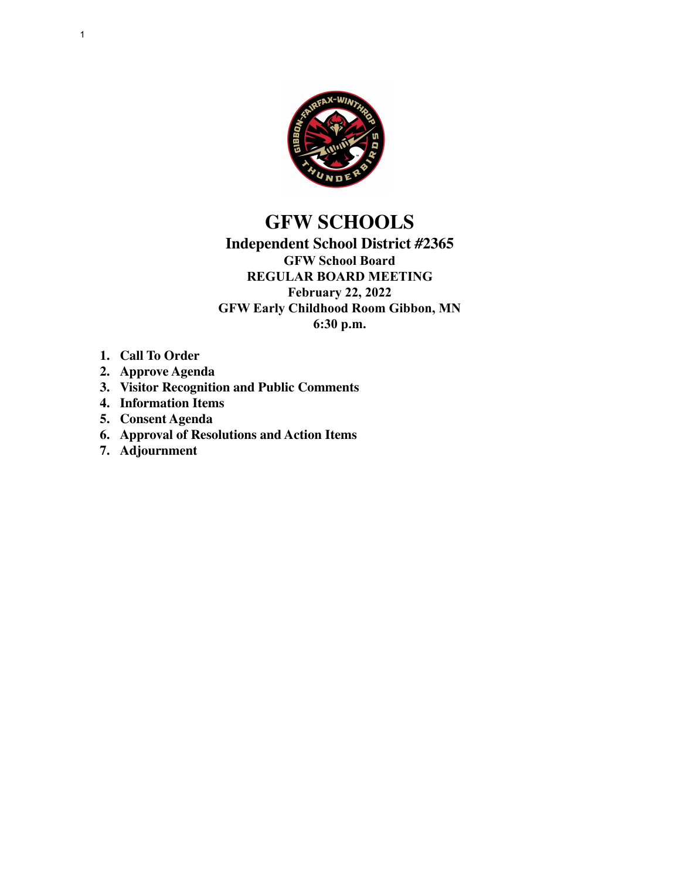# GFW SCHOOLS

## Independent School District #2365

**GFW School Board**
**REGULAR BOARD MEETING**
**February 22, 2022**
**GFW Early Childhood Room Gibbon, MN**
**6:30 p.m.**

1. **Call To Order**
2. **Approve Agenda**
3. **Visitor Recognition and Public Comments**
4. **Information Items**
5. **Consent Agenda**
6. **Approval of Resolutions and Action Items**
7. **Adjournment**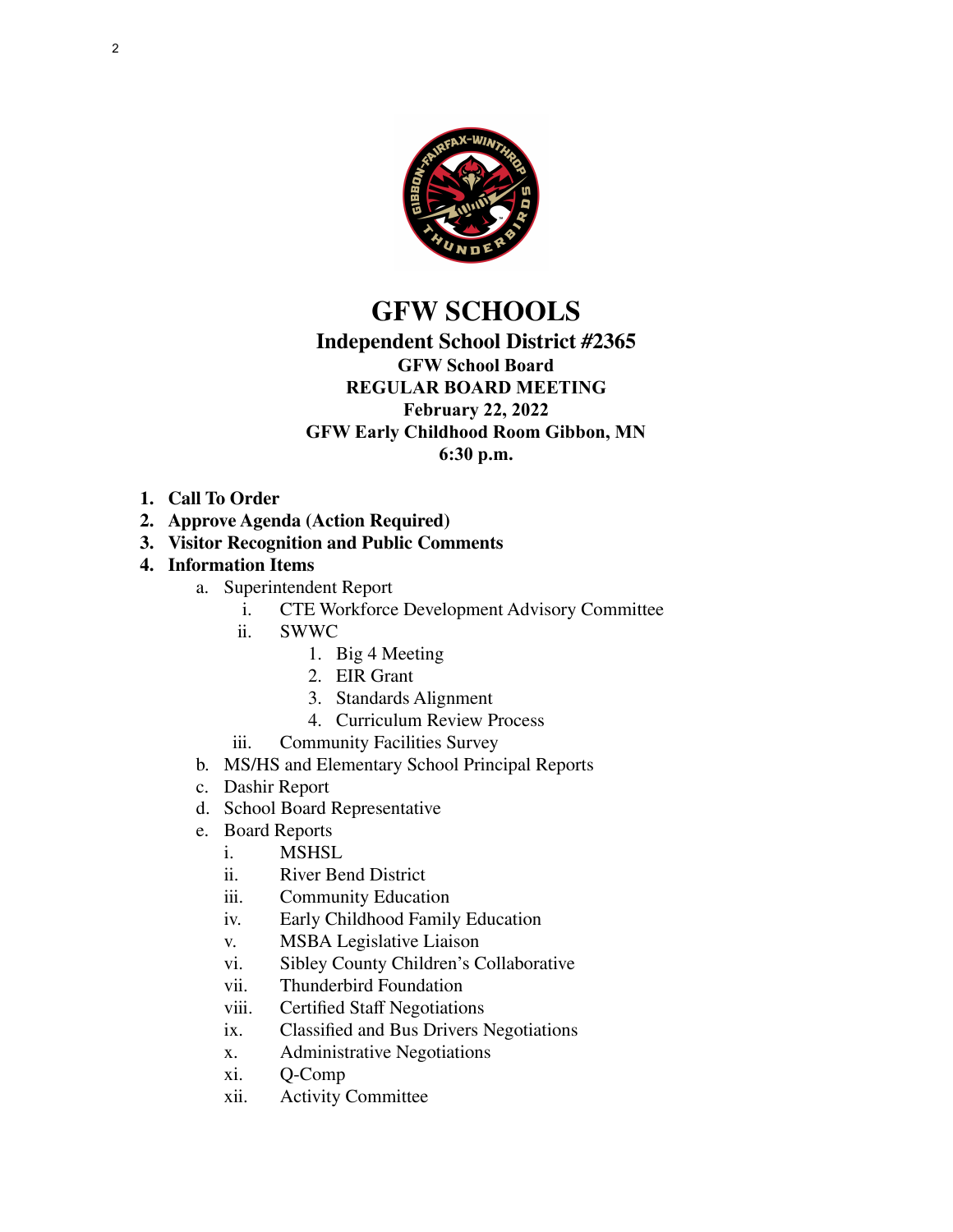# GFW SCHOOLS

## Independent School District #2365

### GFW School Board
### REGULAR BOARD MEETING
### February 22, 2022
### GFW Early Childhood Room Gibbon, MN
### 6:30 p.m.

1. **Call To Order**
2. **Approve Agenda (Action Required)**
3. **Visitor Recognition and Public Comments**
4. **Information Items**
    a. Superintendent Report
        i. CTE Workforce Development Advisory Committee
        ii. SWWC
            1. Big 4 Meeting
            2. EIR Grant
            3. Standards Alignment
            4. Curriculum Review Process
        iii. Community Facilities Survey
    b. MS/HS and Elementary School Principal Reports
    c. Dashir Report
    d. School Board Representative
    e. Board Reports
        i. MSHSL
        ii. River Bend District
        iii. Community Education
        iv. Early Childhood Family Education
        v. MSBA Legislative Liaison
        vi. Sibley County Children's Collaborative
        vii. Thunderbird Foundation
        viii. Certified Staff Negotiations
        ix. Classified and Bus Drivers Negotiations
        x. Administrative Negotiations
        xi. Q-Comp
        xii. Activity Committee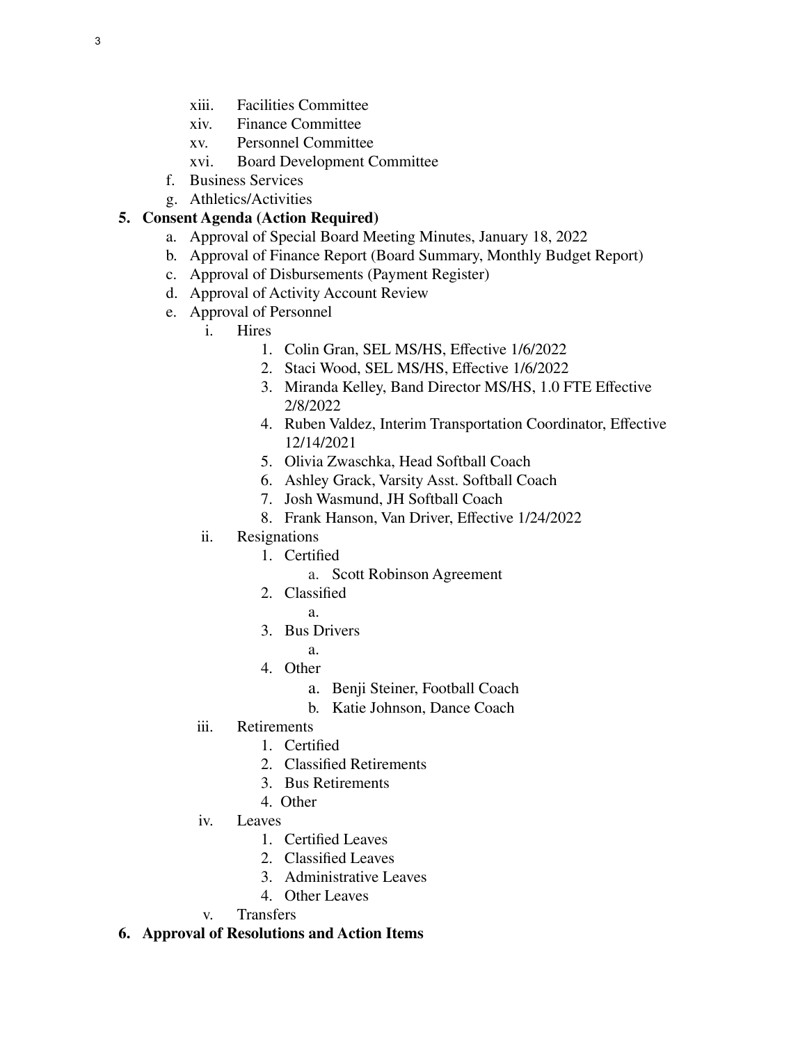xiii. Facilities Committee
xiv. Finance Committee
xv. Personnel Committee
xvi. Board Development Committee

f. Business Services
g. Athletics/Activities

**5. Consent Agenda (Action Required)**

a. Approval of Special Board Meeting Minutes, January 18, 2022
b. Approval of Finance Report (Board Summary, Monthly Budget Report)
c. Approval of Disbursements (Payment Register)
d. Approval of Activity Account Review
e. Approval of Personnel
    i. Hires
        1. Colin Gran, SEL MS/HS, Effective 1/6/2022
        2. Staci Wood, SEL MS/HS, Effective 1/6/2022
        3. Miranda Kelley, Band Director MS/HS, 1.0 FTE Effective 2/8/2022
        4. Ruben Valdez, Interim Transportation Coordinator, Effective 12/14/2021
        5. Olivia Zwaschka, Head Softball Coach
        6. Ashley Grack, Varsity Asst. Softball Coach
        7. Josh Wasmund, JH Softball Coach
        8. Frank Hanson, Van Driver, Effective 1/24/2022
    ii. Resignations
        1. Certified
            a. Scott Robinson Agreement
        2. Classified
            a.
        3. Bus Drivers
            a.
        4. Other
            a. Benji Steiner, Football Coach
            b. Katie Johnson, Dance Coach
    iii. Retirements
        1. Certified
        2. Classified Retirements
        3. Bus Retirements
        4. Other
    iv. Leaves
        1. Certified Leaves
        2. Classified Leaves
        3. Administrative Leaves
        4. Other Leaves
    v. Transfers

**6. Approval of Resolutions and Action Items**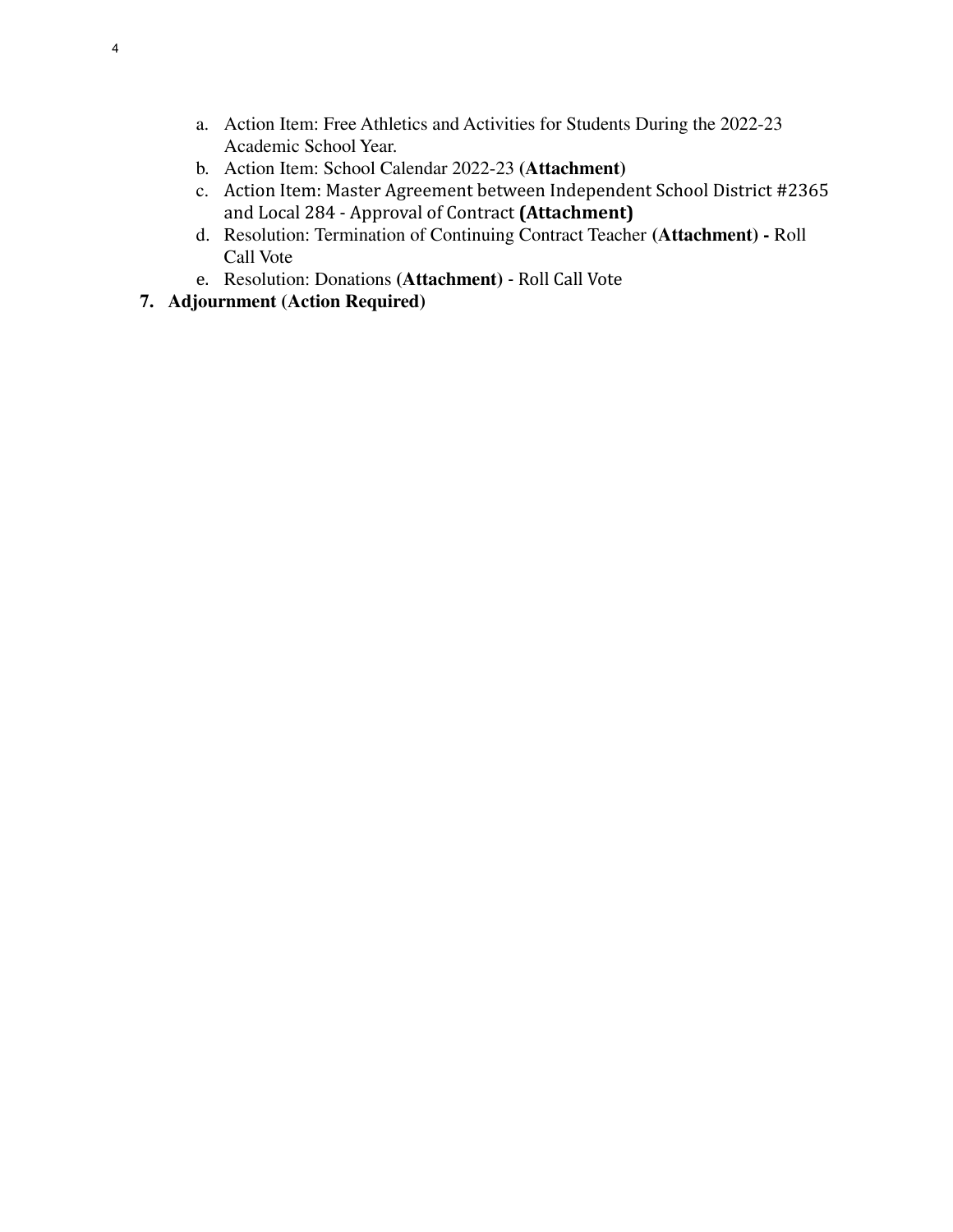a. Action Item: Free Athletics and Activities for Students During the 2022-23 Academic School Year.
b. Action Item: School Calendar 2022-23 **(Attachment)**
c. Action Item: Master Agreement between Independent School District #2365 and Local 284 - Approval of Contract **(Attachment)**
d. Resolution: Termination of Continuing Contract Teacher **(Attachment) -** Roll Call Vote
e. Resolution: Donations **(Attachment)** - Roll Call Vote

**7. Adjournment (Action Required)**